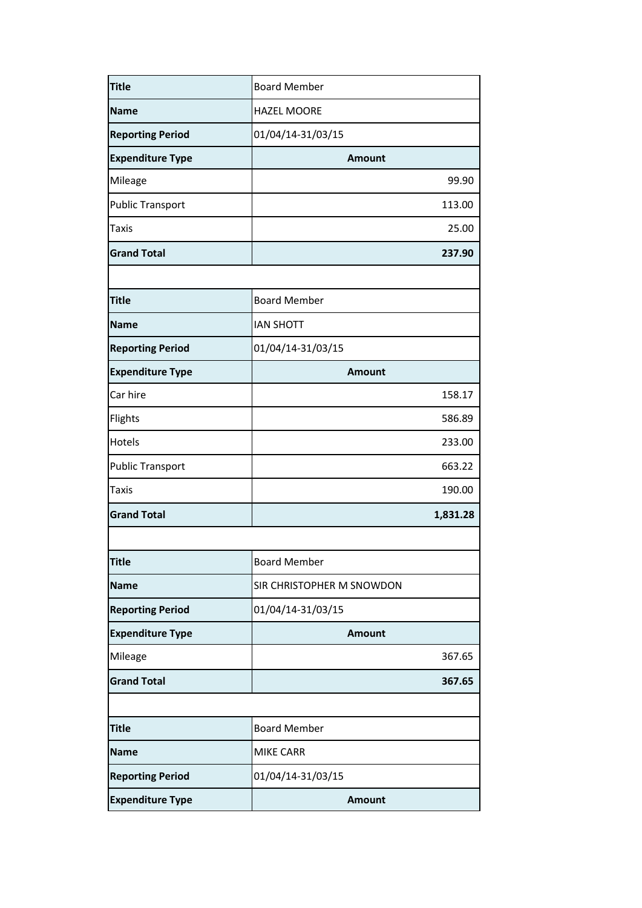| Title | Board Member |
|---|---|
| Name | HAZEL MOORE |
| Reporting Period | 01/04/14-31/03/15 |
| **Expenditure Type** | **Amount** |
| Mileage | 99.90 |
| Public Transport | 113.00 |
| Taxis | 25.00 |
| **Grand Total** | **237.90** |

| Title | Board Member |
|---|---|
| Name | IAN SHOTT |
| Reporting Period | 01/04/14-31/03/15 |
| **Expenditure Type** | **Amount** |
| Car hire | 158.17 |
| Flights | 586.89 |
| Hotels | 233.00 |
| Public Transport | 663.22 |
| Taxis | 190.00 |
| **Grand Total** | **1,831.28** |

| Title | Board Member |
|---|---|
| Name | SIR CHRISTOPHER M SNOWDON |
| Reporting Period | 01/04/14-31/03/15 |
| **Expenditure Type** | **Amount** |
| Mileage | 367.65 |
| **Grand Total** | **367.65** |

| Title | Board Member |
|---|---|
| Name | MIKE CARR |
| Reporting Period | 01/04/14-31/03/15 |
| **Expenditure Type** | **Amount** |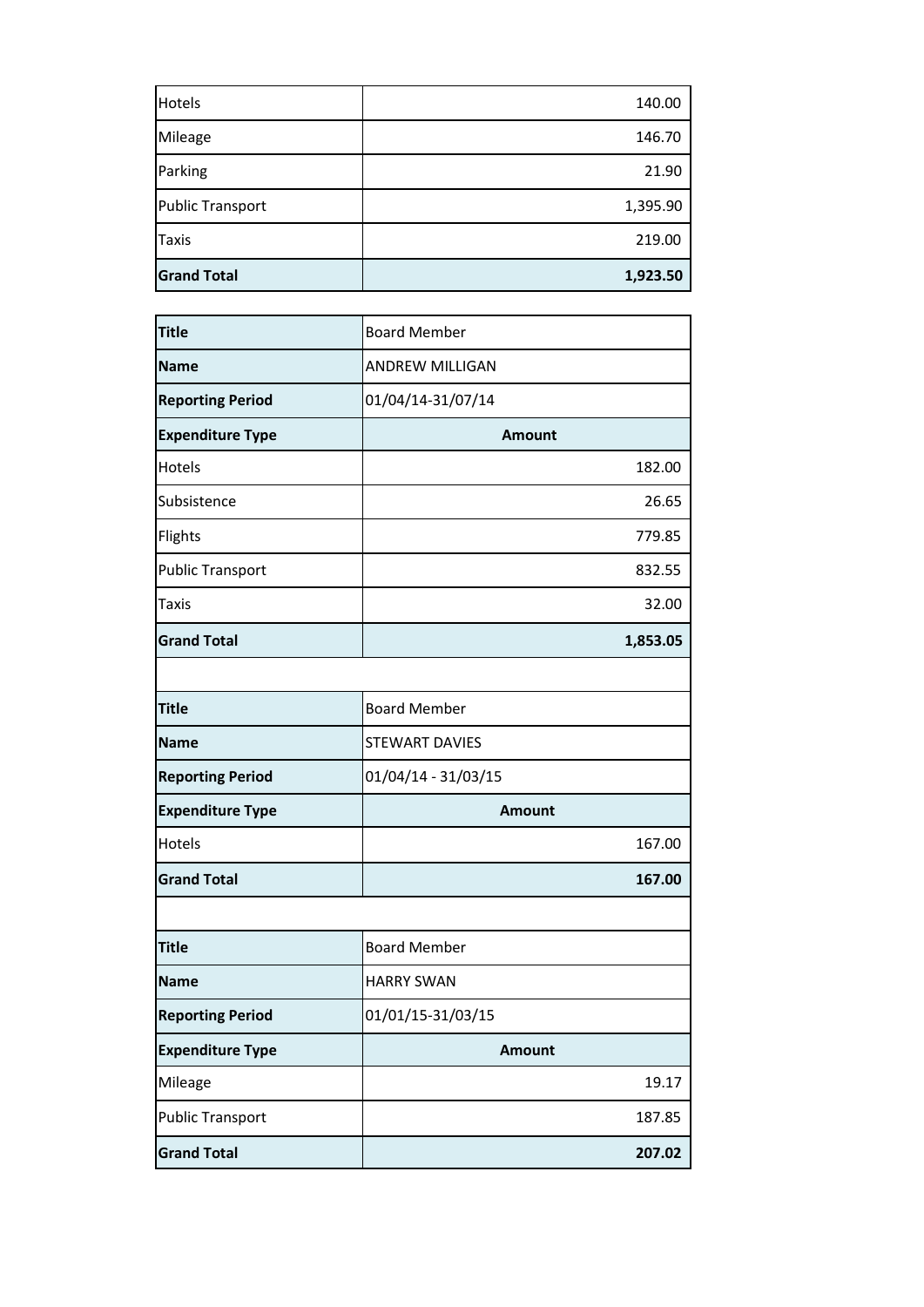| Hotels | 140.00 |
|---|---|
| Mileage | 146.70 |
| Parking | 21.90 |
| Public Transport | 1,395.90 |
| Taxis | 219.00 |
| **Grand Total** | **1,923.50** |

| **Title** | Board Member |
|---|---|
| **Name** | ANDREW MILLIGAN |
| **Reporting Period** | 01/04/14-31/07/14 |
| **Expenditure Type** | **Amount** |
| Hotels | 182.00 |
| Subsistence | 26.65 |
| Flights | 779.85 |
| Public Transport | 832.55 |
| Taxis | 32.00 |
| **Grand Total** | **1,853.05** |

| **Title** | Board Member |
|---|---|
| **Name** | STEWART DAVIES |
| **Reporting Period** | 01/04/14 - 31/03/15 |
| **Expenditure Type** | **Amount** |
| Hotels | 167.00 |
| **Grand Total** | **167.00** |

| **Title** | Board Member |
|---|---|
| **Name** | HARRY SWAN |
| **Reporting Period** | 01/01/15-31/03/15 |
| **Expenditure Type** | **Amount** |
| Mileage | 19.17 |
| Public Transport | 187.85 |
| **Grand Total** | **207.02** |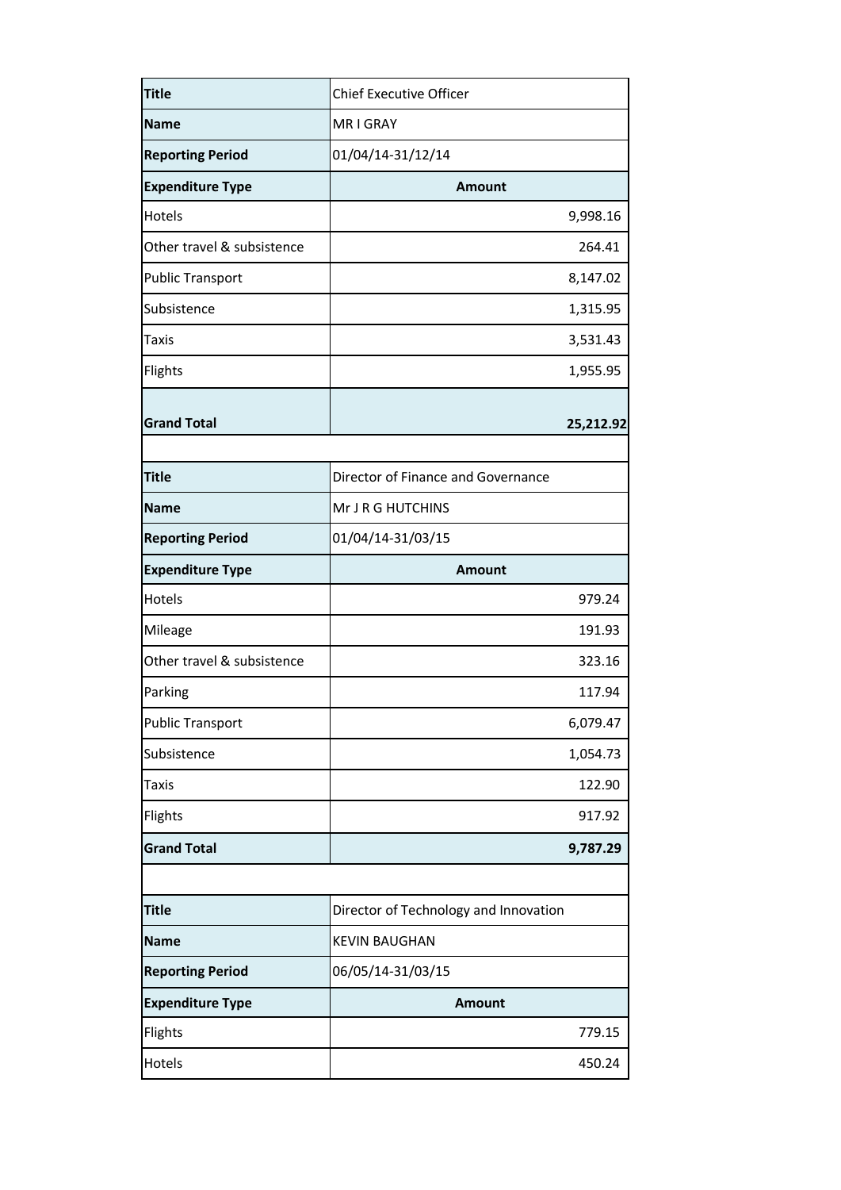| Title | Chief Executive Officer |
|---|---|
| **Name** | MR I GRAY |
| **Reporting Period** | 01/04/14-31/12/14 |
| **Expenditure Type** | **Amount** |
| Hotels | 9,998.16 |
| Other travel & subsistence | 264.41 |
| Public Transport | 8,147.02 |
| Subsistence | 1,315.95 |
| Taxis | 3,531.43 |
| Flights | 1,955.95 |
| **Grand Total** | **25,212.92** |

| Title | Director of Finance and Governance |
|---|---|
| **Name** | Mr J R G HUTCHINS |
| **Reporting Period** | 01/04/14-31/03/15 |
| **Expenditure Type** | **Amount** |
| Hotels | 979.24 |
| Mileage | 191.93 |
| Other travel & subsistence | 323.16 |
| Parking | 117.94 |
| Public Transport | 6,079.47 |
| Subsistence | 1,054.73 |
| Taxis | 122.90 |
| Flights | 917.92 |
| **Grand Total** | **9,787.29** |

| Title | Director of Technology and Innovation |
|---|---|
| **Name** | KEVIN BAUGHAN |
| **Reporting Period** | 06/05/14-31/03/15 |
| **Expenditure Type** | **Amount** |
| Flights | 779.15 |
| Hotels | 450.24 |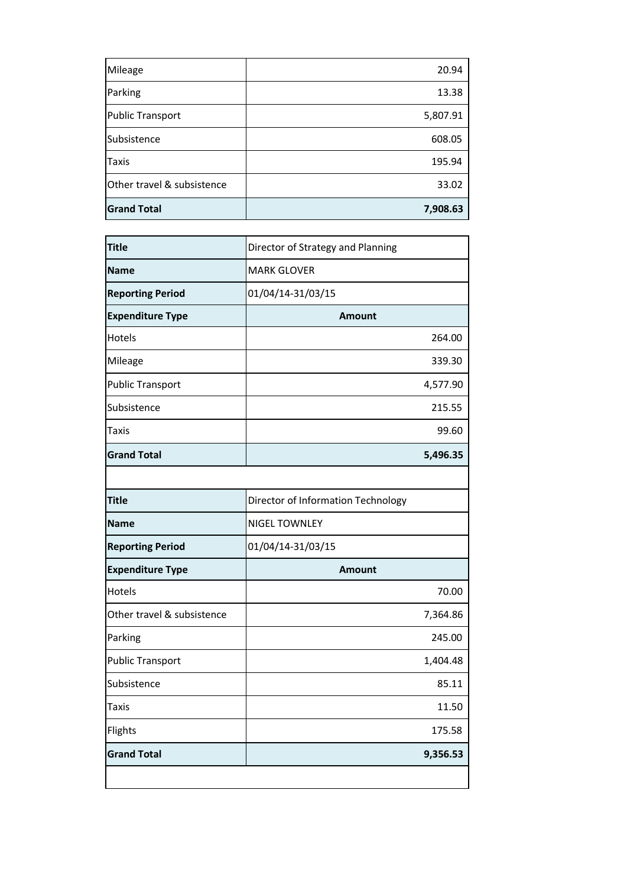| | |
|---|---|
| Mileage | 20.94 |
| Parking | 13.38 |
| Public Transport | 5,807.91 |
| Subsistence | 608.05 |
| Taxis | 195.94 |
| Other travel & subsistence | 33.02 |
| **Grand Total** | **7,908.63** |

| **Title** | Director of Strategy and Planning |
|---|---|
| **Name** | MARK GLOVER |
| **Reporting Period** | 01/04/14-31/03/15 |
| **Expenditure Type** | **Amount** |
| Hotels | 264.00 |
| Mileage | 339.30 |
| Public Transport | 4,577.90 |
| Subsistence | 215.55 |
| Taxis | 99.60 |
| **Grand Total** | **5,496.35** |

| **Title** | Director of Information Technology |
|---|---|
| **Name** | NIGEL TOWNLEY |
| **Reporting Period** | 01/04/14-31/03/15 |
| **Expenditure Type** | **Amount** |
| Hotels | 70.00 |
| Other travel & subsistence | 7,364.86 |
| Parking | 245.00 |
| Public Transport | 1,404.48 |
| Subsistence | 85.11 |
| Taxis | 11.50 |
| Flights | 175.58 |
| **Grand Total** | **9,356.53** |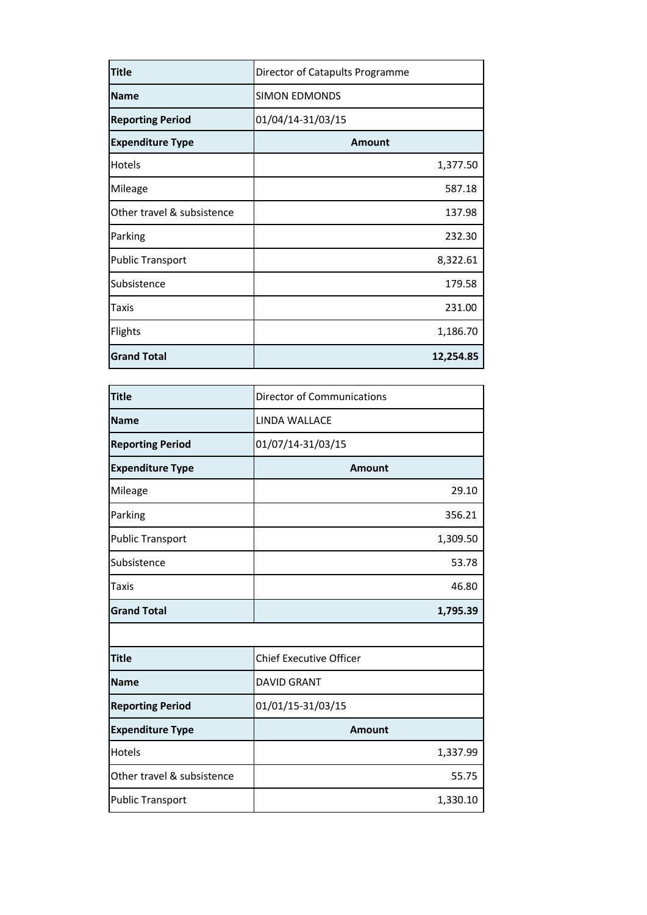| Title | Director of Catapults Programme |
|---|---|
| Name | SIMON EDMONDS |
| Reporting Period | 01/04/14-31/03/15 |
| **Expenditure Type** | **Amount** |
| Hotels | 1,377.50 |
| Mileage | 587.18 |
| Other travel & subsistence | 137.98 |
| Parking | 232.30 |
| Public Transport | 8,322.61 |
| Subsistence | 179.58 |
| Taxis | 231.00 |
| Flights | 1,186.70 |
| **Grand Total** | **12,254.85** |

| Title | Director of Communications |
|---|---|
| Name | LINDA WALLACE |
| Reporting Period | 01/07/14-31/03/15 |
| **Expenditure Type** | **Amount** |
| Mileage | 29.10 |
| Parking | 356.21 |
| Public Transport | 1,309.50 |
| Subsistence | 53.78 |
| Taxis | 46.80 |
| **Grand Total** | **1,795.39** |

| Title | Chief Executive Officer |
|---|---|
| Name | DAVID GRANT |
| Reporting Period | 01/01/15-31/03/15 |
| **Expenditure Type** | **Amount** |
| Hotels | 1,337.99 |
| Other travel & subsistence | 55.75 |
| Public Transport | 1,330.10 |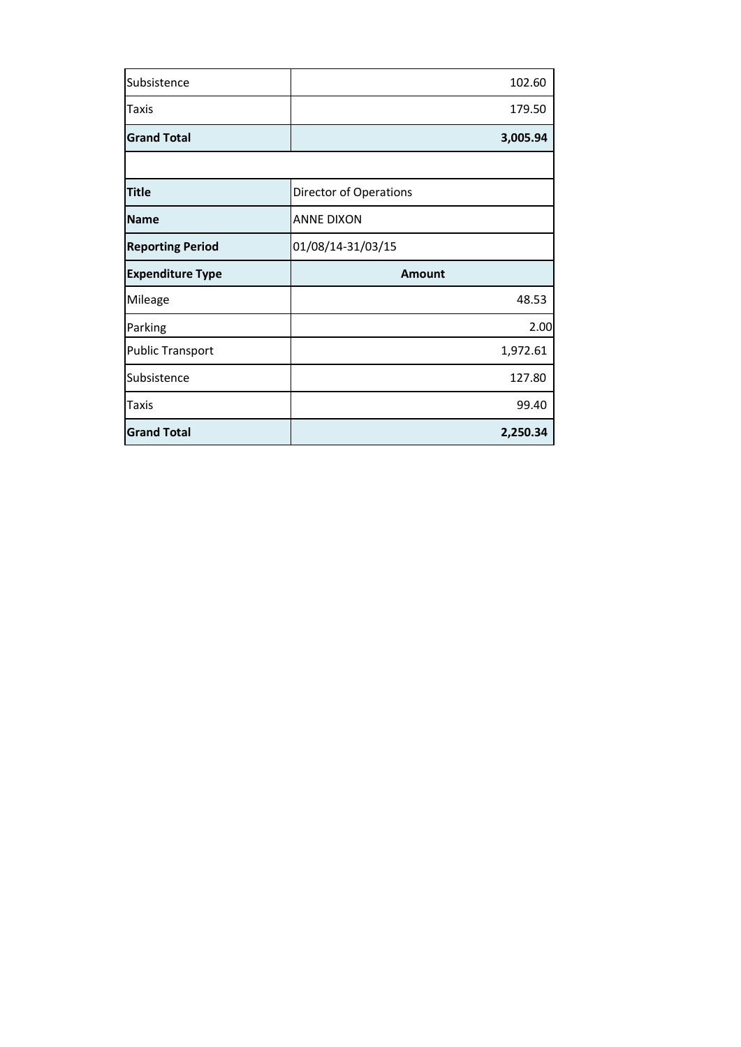| | |
|---|---|
| Subsistence | 102.60 |
| Taxis | 179.50 |
| **Grand Total** | **3,005.94** |

| | |
|---|---|
| **Title** | Director of Operations |
| **Name** | ANNE DIXON |
| **Reporting Period** | 01/08/14-31/03/15 |
| **Expenditure Type** | **Amount** |
| Mileage | 48.53 |
| Parking | 2.00 |
| Public Transport | 1,972.61 |
| Subsistence | 127.80 |
| Taxis | 99.40 |
| **Grand Total** | **2,250.34** |